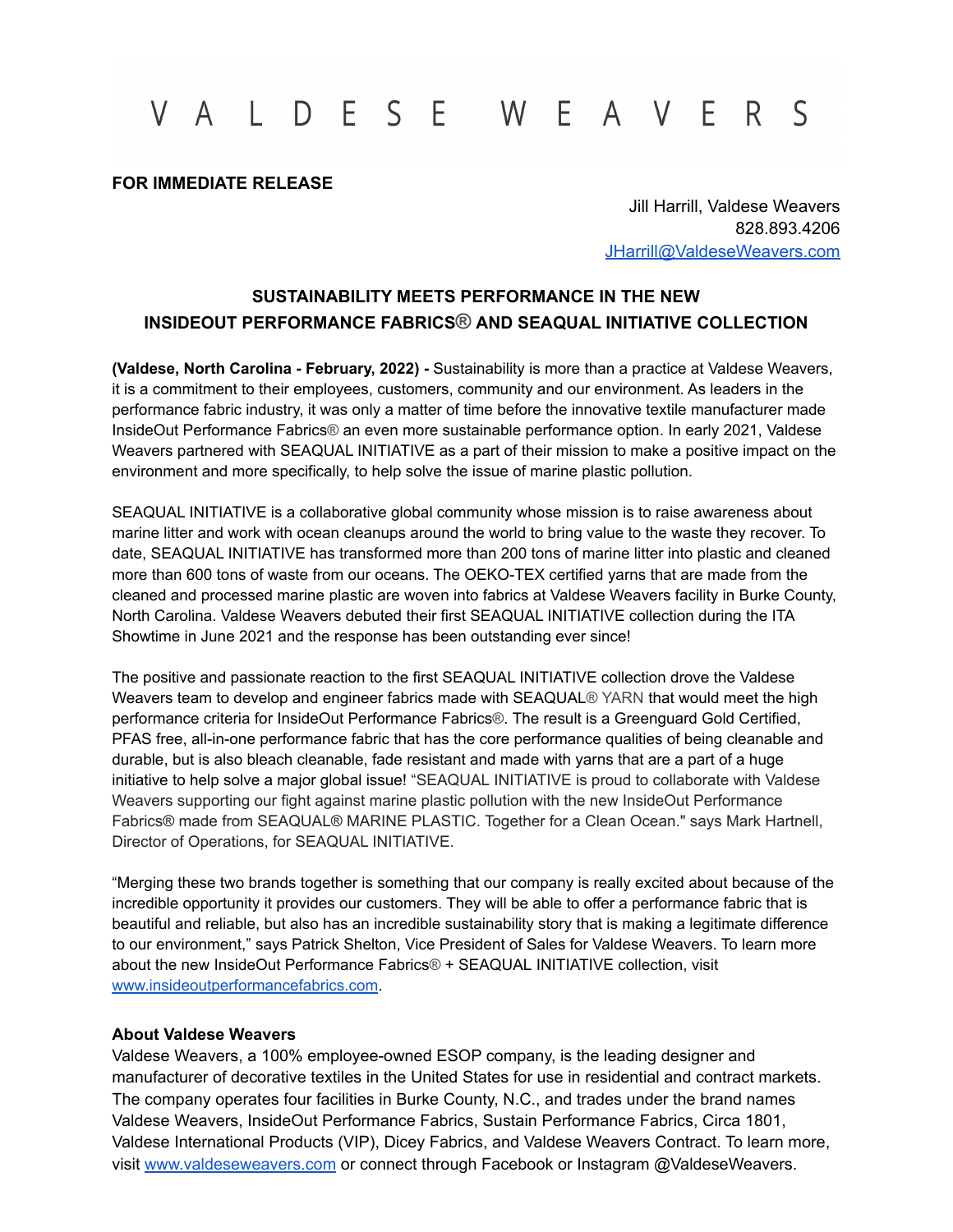# V A L D E S E   W E A V E R S

**FOR IMMEDIATE RELEASE**

Jill Harrill, Valdese Weavers
828.893.4206
JHarrill@ValdeseWeavers.com

## SUSTAINABILITY MEETS PERFORMANCE IN THE NEW INSIDEOUT PERFORMANCE FABRICS® AND SEAQUAL INITIATIVE COLLECTION

**(Valdese, North Carolina - February, 2022) -** Sustainability is more than a practice at Valdese Weavers, it is a commitment to their employees, customers, community and our environment. As leaders in the performance fabric industry, it was only a matter of time before the innovative textile manufacturer made InsideOut Performance Fabrics® an even more sustainable performance option. In early 2021, Valdese Weavers partnered with SEAQUAL INITIATIVE as a part of their mission to make a positive impact on the environment and more specifically, to help solve the issue of marine plastic pollution.

SEAQUAL INITIATIVE is a collaborative global community whose mission is to raise awareness about marine litter and work with ocean cleanups around the world to bring value to the waste they recover. To date, SEAQUAL INITIATIVE has transformed more than 200 tons of marine litter into plastic and cleaned more than 600 tons of waste from our oceans. The OEKO-TEX certified yarns that are made from the cleaned and processed marine plastic are woven into fabrics at Valdese Weavers facility in Burke County, North Carolina. Valdese Weavers debuted their first SEAQUAL INITIATIVE collection during the ITA Showtime in June 2021 and the response has been outstanding ever since!

The positive and passionate reaction to the first SEAQUAL INITIATIVE collection drove the Valdese Weavers team to develop and engineer fabrics made with SEAQUAL® YARN that would meet the high performance criteria for InsideOut Performance Fabrics®. The result is a Greenguard Gold Certified, PFAS free, all-in-one performance fabric that has the core performance qualities of being cleanable and durable, but is also bleach cleanable, fade resistant and made with yarns that are a part of a huge initiative to help solve a major global issue! "SEAQUAL INITIATIVE is proud to collaborate with Valdese Weavers supporting our fight against marine plastic pollution with the new InsideOut Performance Fabrics® made from SEAQUAL® MARINE PLASTIC. Together for a Clean Ocean." says Mark Hartnell, Director of Operations, for SEAQUAL INITIATIVE.

"Merging these two brands together is something that our company is really excited about because of the incredible opportunity it provides our customers. They will be able to offer a performance fabric that is beautiful and reliable, but also has an incredible sustainability story that is making a legitimate difference to our environment," says Patrick Shelton, Vice President of Sales for Valdese Weavers. To learn more about the new InsideOut Performance Fabrics® + SEAQUAL INITIATIVE collection, visit www.insideoutperformancefabrics.com.

**About Valdese Weavers**
Valdese Weavers, a 100% employee-owned ESOP company, is the leading designer and manufacturer of decorative textiles in the United States for use in residential and contract markets. The company operates four facilities in Burke County, N.C., and trades under the brand names Valdese Weavers, InsideOut Performance Fabrics, Sustain Performance Fabrics, Circa 1801, Valdese International Products (VIP), Dicey Fabrics, and Valdese Weavers Contract. To learn more, visit www.valdeseweavers.com or connect through Facebook or Instagram @ValdeseWeavers.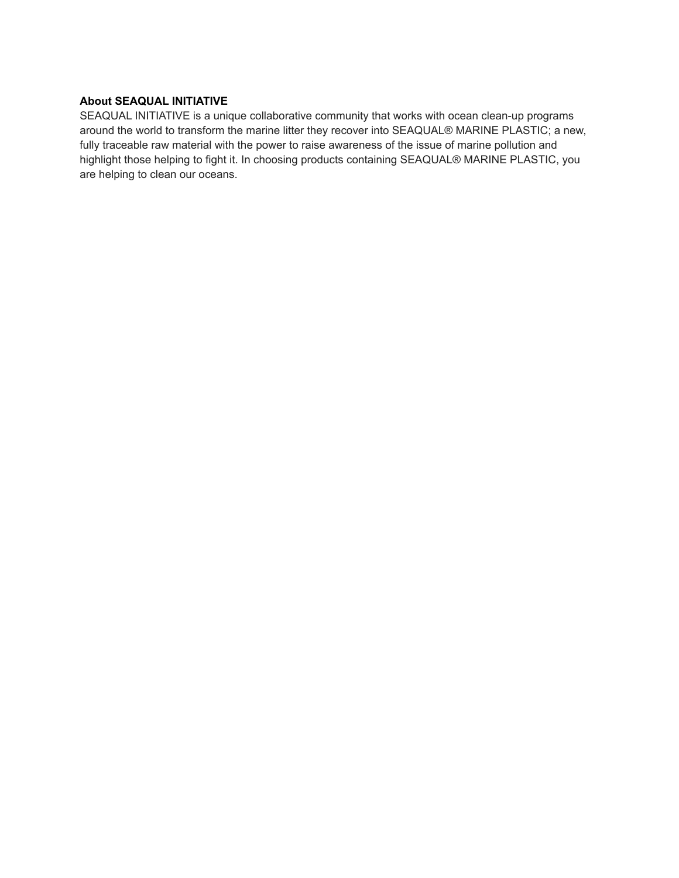**About SEAQUAL INITIATIVE**

SEAQUAL INITIATIVE is a unique collaborative community that works with ocean clean-up programs around the world to transform the marine litter they recover into SEAQUAL® MARINE PLASTIC; a new, fully traceable raw material with the power to raise awareness of the issue of marine pollution and highlight those helping to fight it. In choosing products containing SEAQUAL® MARINE PLASTIC, you are helping to clean our oceans.